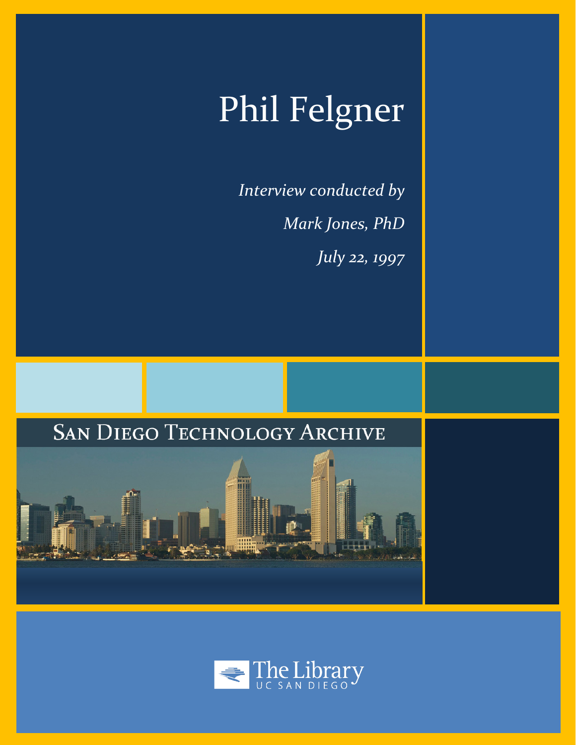# Phil Felgner

*Interview conducted by*

*Mark Jones, PhD*

*July 22, 1997*

San Diego Technology Archive

The Library
UC SAN DIEGO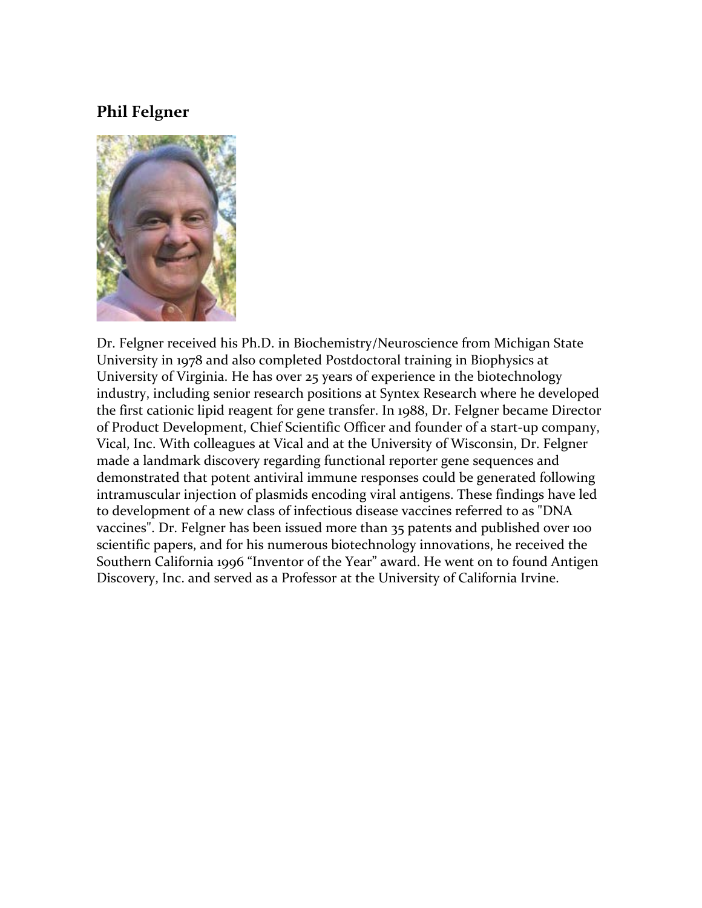## Phil Felgner

Dr. Felgner received his Ph.D. in Biochemistry/Neuroscience from Michigan State University in 1978 and also completed Postdoctoral training in Biophysics at University of Virginia. He has over 25 years of experience in the biotechnology industry, including senior research positions at Syntex Research where he developed the first cationic lipid reagent for gene transfer. In 1988, Dr. Felgner became Director of Product Development, Chief Scientific Officer and founder of a start-up company, Vical, Inc. With colleagues at Vical and at the University of Wisconsin, Dr. Felgner made a landmark discovery regarding functional reporter gene sequences and demonstrated that potent antiviral immune responses could be generated following intramuscular injection of plasmids encoding viral antigens. These findings have led to development of a new class of infectious disease vaccines referred to as "DNA vaccines". Dr. Felgner has been issued more than 35 patents and published over 100 scientific papers, and for his numerous biotechnology innovations, he received the Southern California 1996 "Inventor of the Year" award. He went on to found Antigen Discovery, Inc. and served as a Professor at the University of California Irvine.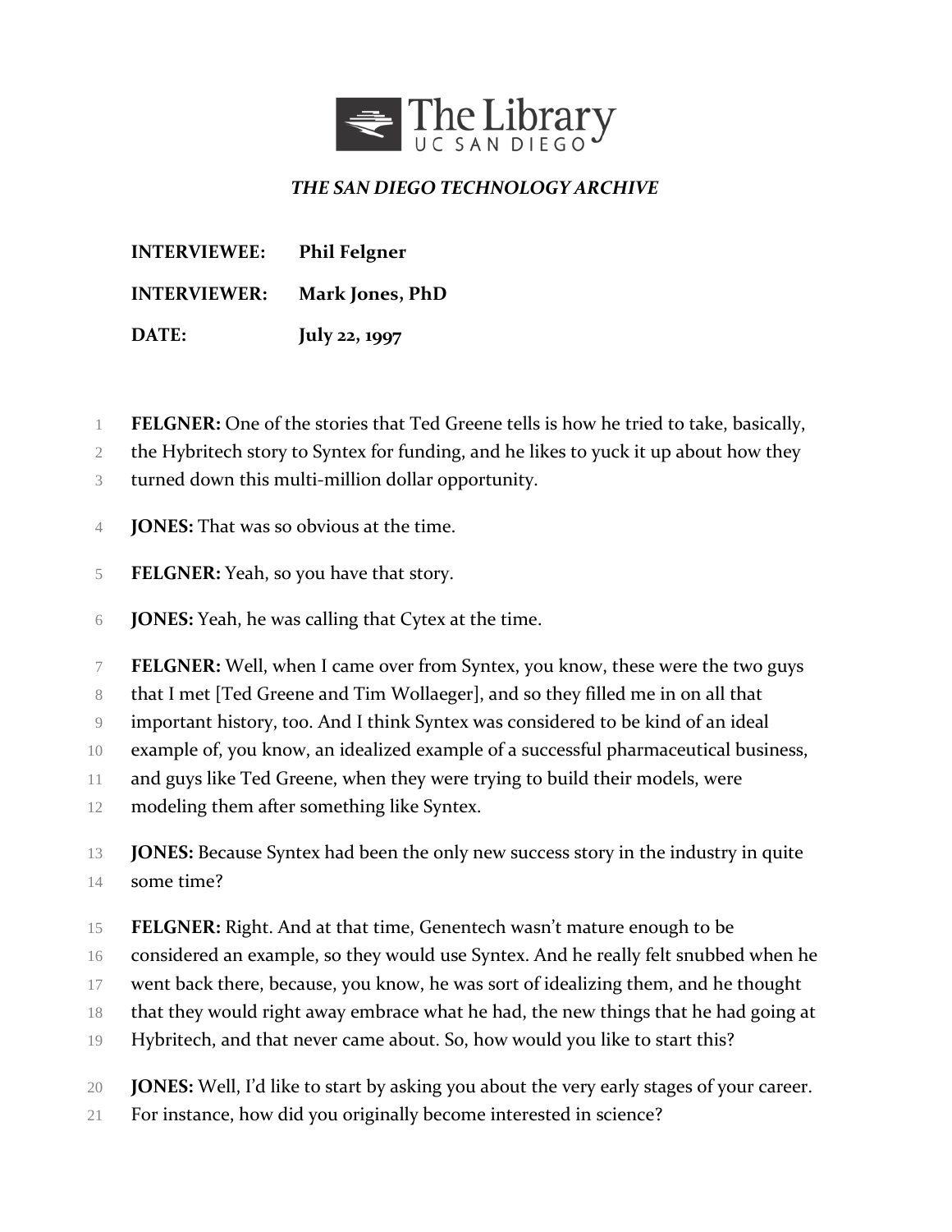*THE SAN DIEGO TECHNOLOGY ARCHIVE*

**INTERVIEWEE:** **Phil Felgner**

**INTERVIEWER:** **Mark Jones, PhD**

**DATE:** **July 22, 1997**

**FELGNER:** One of the stories that Ted Greene tells is how he tried to take, basically, the Hybritech story to Syntex for funding, and he likes to yuck it up about how they turned down this multi-million dollar opportunity.

**JONES:** That was so obvious at the time.

**FELGNER:** Yeah, so you have that story.

**JONES:** Yeah, he was calling that Cytex at the time.

**FELGNER:** Well, when I came over from Syntex, you know, these were the two guys that I met [Ted Greene and Tim Wollaeger], and so they filled me in on all that important history, too. And I think Syntex was considered to be kind of an ideal example of, you know, an idealized example of a successful pharmaceutical business, and guys like Ted Greene, when they were trying to build their models, were modeling them after something like Syntex.

**JONES:** Because Syntex had been the only new success story in the industry in quite some time?

**FELGNER:** Right. And at that time, Genentech wasn't mature enough to be considered an example, so they would use Syntex. And he really felt snubbed when he went back there, because, you know, he was sort of idealizing them, and he thought that they would right away embrace what he had, the new things that he had going at Hybritech, and that never came about. So, how would you like to start this?

**JONES:** Well, I'd like to start by asking you about the very early stages of your career. For instance, how did you originally become interested in science?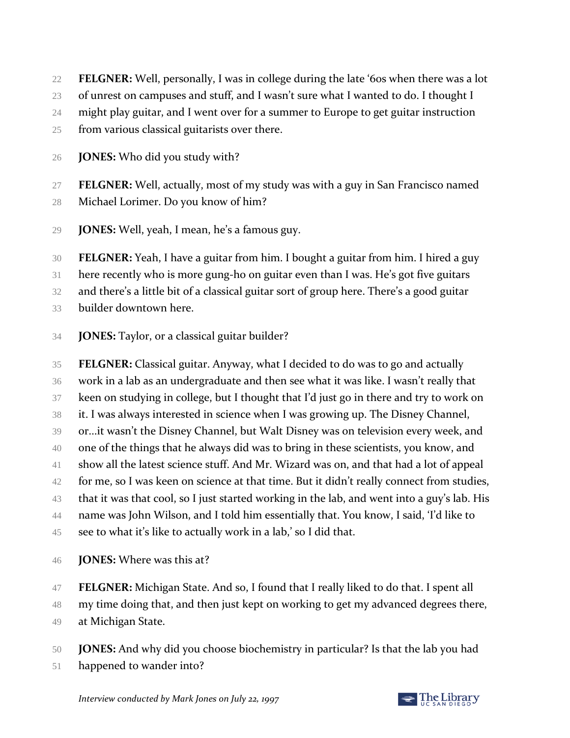**FELGNER:** Well, personally, I was in college during the late '60s when there was a lot of unrest on campuses and stuff, and I wasn't sure what I wanted to do. I thought I might play guitar, and I went over for a summer to Europe to get guitar instruction from various classical guitarists over there.

**JONES:** Who did you study with?

**FELGNER:** Well, actually, most of my study was with a guy in San Francisco named Michael Lorimer. Do you know of him?

**JONES:** Well, yeah, I mean, he's a famous guy.

**FELGNER:** Yeah, I have a guitar from him. I bought a guitar from him. I hired a guy here recently who is more gung-ho on guitar even than I was. He's got five guitars and there's a little bit of a classical guitar sort of group here. There's a good guitar builder downtown here.

**JONES:** Taylor, or a classical guitar builder?

**FELGNER:** Classical guitar. Anyway, what I decided to do was to go and actually work in a lab as an undergraduate and then see what it was like. I wasn't really that keen on studying in college, but I thought that I'd just go in there and try to work on it. I was always interested in science when I was growing up. The Disney Channel, or...it wasn't the Disney Channel, but Walt Disney was on television every week, and one of the things that he always did was to bring in these scientists, you know, and show all the latest science stuff. And Mr. Wizard was on, and that had a lot of appeal for me, so I was keen on science at that time. But it didn't really connect from studies, that it was that cool, so I just started working in the lab, and went into a guy's lab. His name was John Wilson, and I told him essentially that. You know, I said, 'I'd like to see to what it's like to actually work in a lab,' so I did that.

**JONES:** Where was this at?

**FELGNER:** Michigan State. And so, I found that I really liked to do that. I spent all my time doing that, and then just kept on working to get my advanced degrees there, at Michigan State.

**JONES:** And why did you choose biochemistry in particular? Is that the lab you had happened to wander into?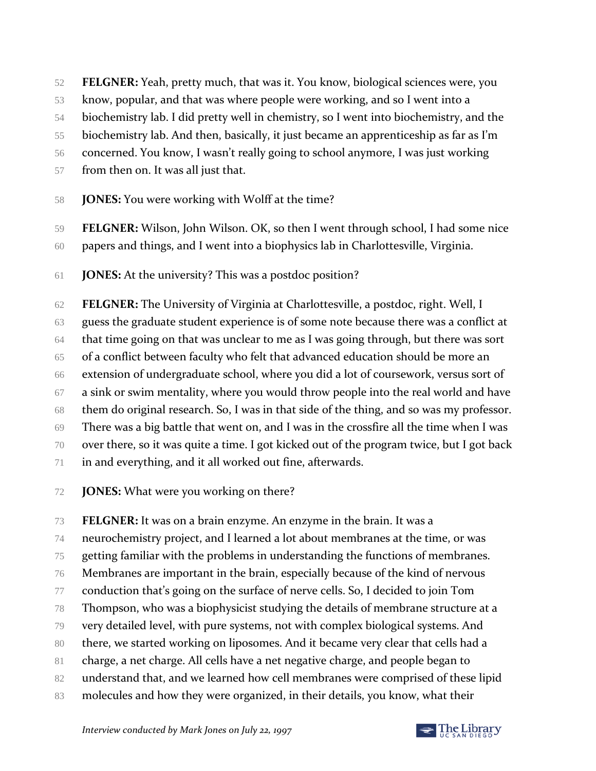**FELGNER:** Yeah, pretty much, that was it. You know, biological sciences were, you know, popular, and that was where people were working, and so I went into a biochemistry lab. I did pretty well in chemistry, so I went into biochemistry, and the biochemistry lab. And then, basically, it just became an apprenticeship as far as I'm concerned. You know, I wasn't really going to school anymore, I was just working from then on. It was all just that.

**JONES:** You were working with Wolff at the time?

**FELGNER:** Wilson, John Wilson. OK, so then I went through school, I had some nice papers and things, and I went into a biophysics lab in Charlottesville, Virginia.

**JONES:** At the university? This was a postdoc position?

**FELGNER:** The University of Virginia at Charlottesville, a postdoc, right. Well, I guess the graduate student experience is of some note because there was a conflict at that time going on that was unclear to me as I was going through, but there was sort of a conflict between faculty who felt that advanced education should be more an extension of undergraduate school, where you did a lot of coursework, versus sort of a sink or swim mentality, where you would throw people into the real world and have them do original research. So, I was in that side of the thing, and so was my professor. There was a big battle that went on, and I was in the crossfire all the time when I was over there, so it was quite a time. I got kicked out of the program twice, but I got back in and everything, and it all worked out fine, afterwards.

**JONES:** What were you working on there?

**FELGNER:** It was on a brain enzyme. An enzyme in the brain. It was a neurochemistry project, and I learned a lot about membranes at the time, or was getting familiar with the problems in understanding the functions of membranes. Membranes are important in the brain, especially because of the kind of nervous conduction that's going on the surface of nerve cells. So, I decided to join Tom Thompson, who was a biophysicist studying the details of membrane structure at a very detailed level, with pure systems, not with complex biological systems. And there, we started working on liposomes. And it became very clear that cells had a charge, a net charge. All cells have a net negative charge, and people began to understand that, and we learned how cell membranes were comprised of these lipid molecules and how they were organized, in their details, you know, what their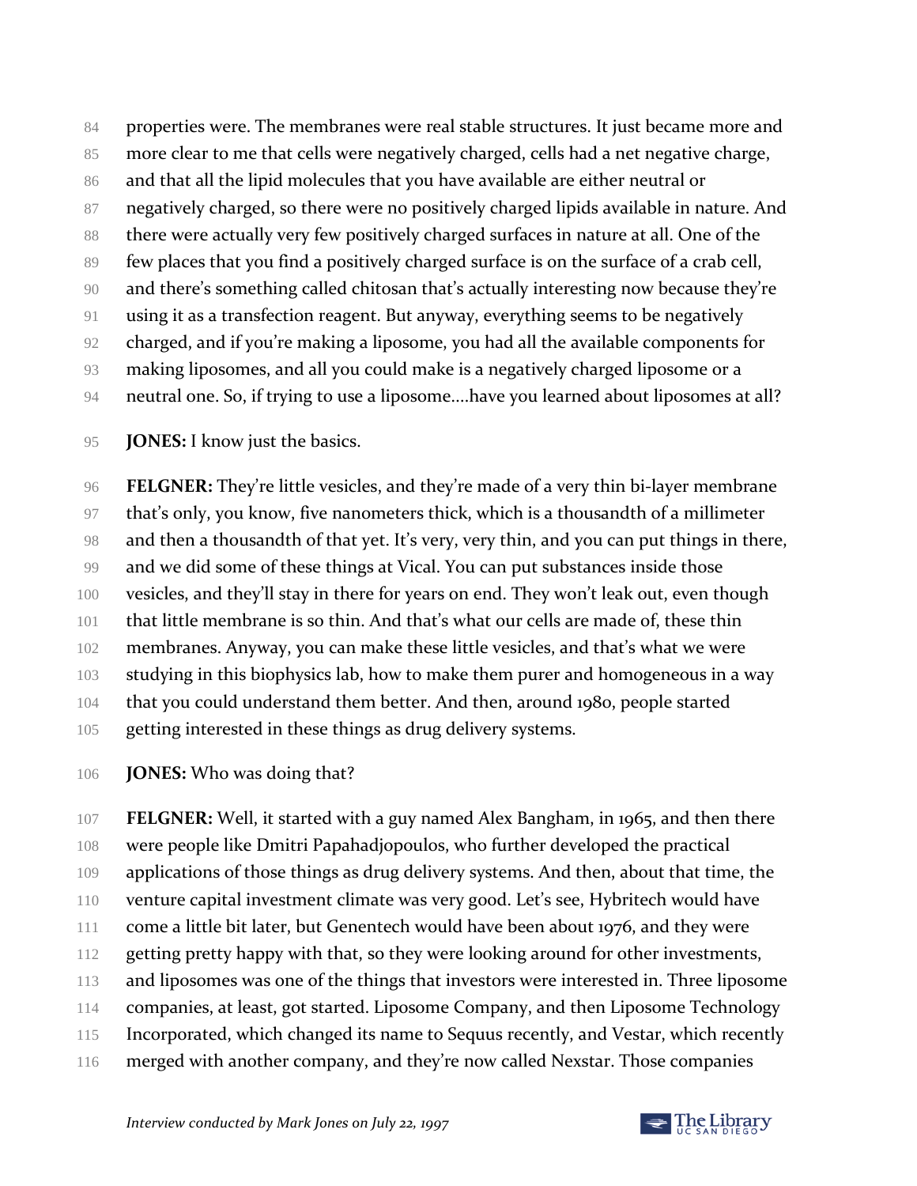properties were. The membranes were real stable structures. It just became more and more clear to me that cells were negatively charged, cells had a net negative charge, and that all the lipid molecules that you have available are either neutral or negatively charged, so there were no positively charged lipids available in nature. And there were actually very few positively charged surfaces in nature at all. One of the few places that you find a positively charged surface is on the surface of a crab cell, and there's something called chitosan that's actually interesting now because they're using it as a transfection reagent. But anyway, everything seems to be negatively charged, and if you're making a liposome, you had all the available components for making liposomes, and all you could make is a negatively charged liposome or a neutral one. So, if trying to use a liposome....have you learned about liposomes at all?

**JONES:** I know just the basics.

**FELGNER:** They're little vesicles, and they're made of a very thin bi-layer membrane that's only, you know, five nanometers thick, which is a thousandth of a millimeter and then a thousandth of that yet. It's very, very thin, and you can put things in there, and we did some of these things at Vical. You can put substances inside those vesicles, and they'll stay in there for years on end. They won't leak out, even though that little membrane is so thin. And that's what our cells are made of, these thin membranes. Anyway, you can make these little vesicles, and that's what we were studying in this biophysics lab, how to make them purer and homogeneous in a way that you could understand them better. And then, around 1980, people started getting interested in these things as drug delivery systems.

**JONES:** Who was doing that?

**FELGNER:** Well, it started with a guy named Alex Bangham, in 1965, and then there were people like Dmitri Papahadjopoulos, who further developed the practical applications of those things as drug delivery systems. And then, about that time, the venture capital investment climate was very good. Let's see, Hybritech would have come a little bit later, but Genentech would have been about 1976, and they were getting pretty happy with that, so they were looking around for other investments, and liposomes was one of the things that investors were interested in. Three liposome companies, at least, got started. Liposome Company, and then Liposome Technology Incorporated, which changed its name to Sequus recently, and Vestar, which recently merged with another company, and they're now called Nexstar. Those companies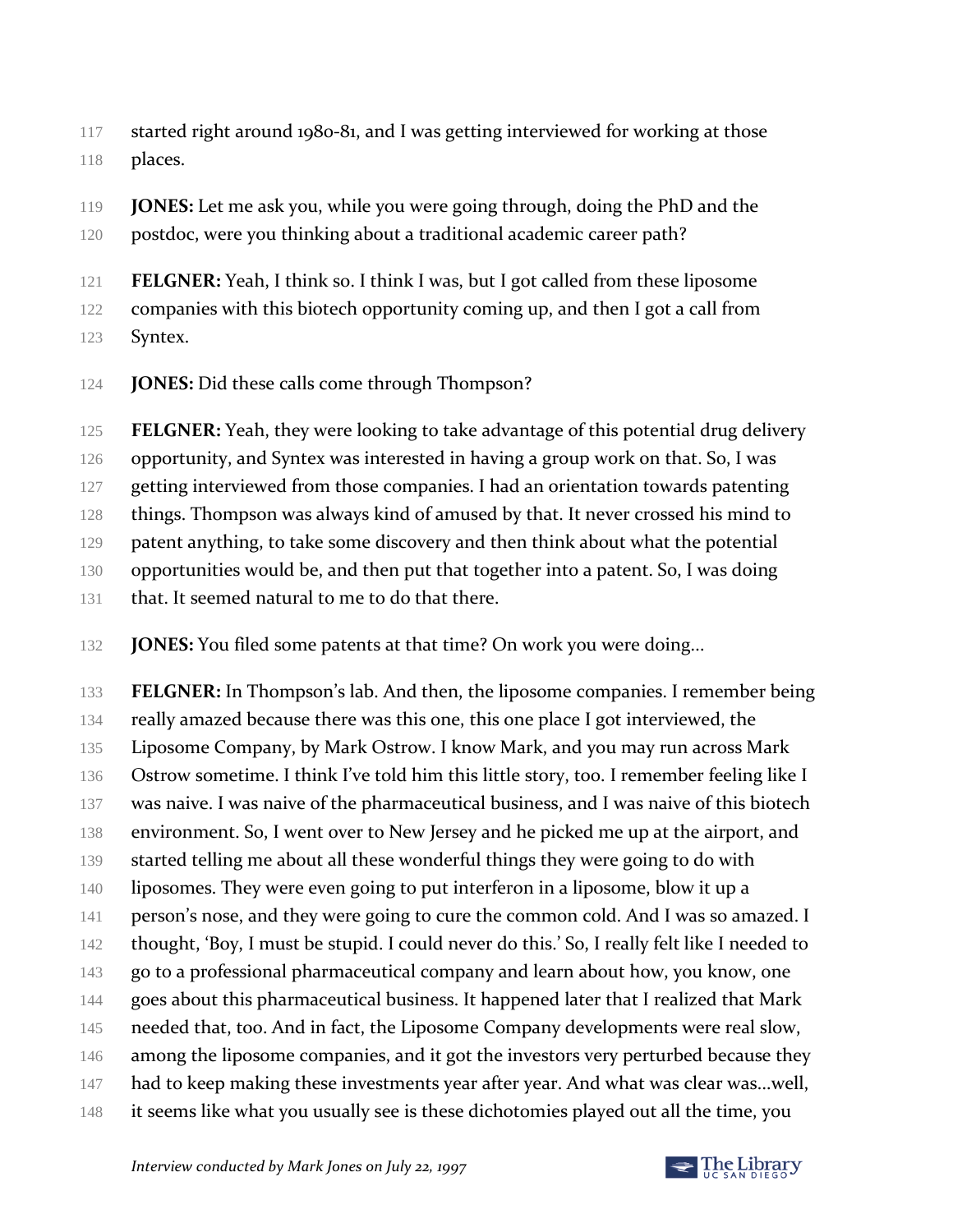started right around 1980-81, and I was getting interviewed for working at those places.

**JONES:** Let me ask you, while you were going through, doing the PhD and the postdoc, were you thinking about a traditional academic career path?

**FELGNER:** Yeah, I think so. I think I was, but I got called from these liposome companies with this biotech opportunity coming up, and then I got a call from Syntex.

**JONES:** Did these calls come through Thompson?

**FELGNER:** Yeah, they were looking to take advantage of this potential drug delivery opportunity, and Syntex was interested in having a group work on that. So, I was getting interviewed from those companies. I had an orientation towards patenting things. Thompson was always kind of amused by that. It never crossed his mind to patent anything, to take some discovery and then think about what the potential opportunities would be, and then put that together into a patent. So, I was doing that. It seemed natural to me to do that there.

**JONES:** You filed some patents at that time? On work you were doing…

**FELGNER:** In Thompson's lab. And then, the liposome companies. I remember being really amazed because there was this one, this one place I got interviewed, the Liposome Company, by Mark Ostrow. I know Mark, and you may run across Mark Ostrow sometime. I think I've told him this little story, too. I remember feeling like I was naive. I was naive of the pharmaceutical business, and I was naive of this biotech environment. So, I went over to New Jersey and he picked me up at the airport, and started telling me about all these wonderful things they were going to do with liposomes. They were even going to put interferon in a liposome, blow it up a person's nose, and they were going to cure the common cold. And I was so amazed. I thought, 'Boy, I must be stupid. I could never do this.' So, I really felt like I needed to go to a professional pharmaceutical company and learn about how, you know, one goes about this pharmaceutical business. It happened later that I realized that Mark needed that, too. And in fact, the Liposome Company developments were real slow, among the liposome companies, and it got the investors very perturbed because they had to keep making these investments year after year. And what was clear was…well, it seems like what you usually see is these dichotomies played out all the time, you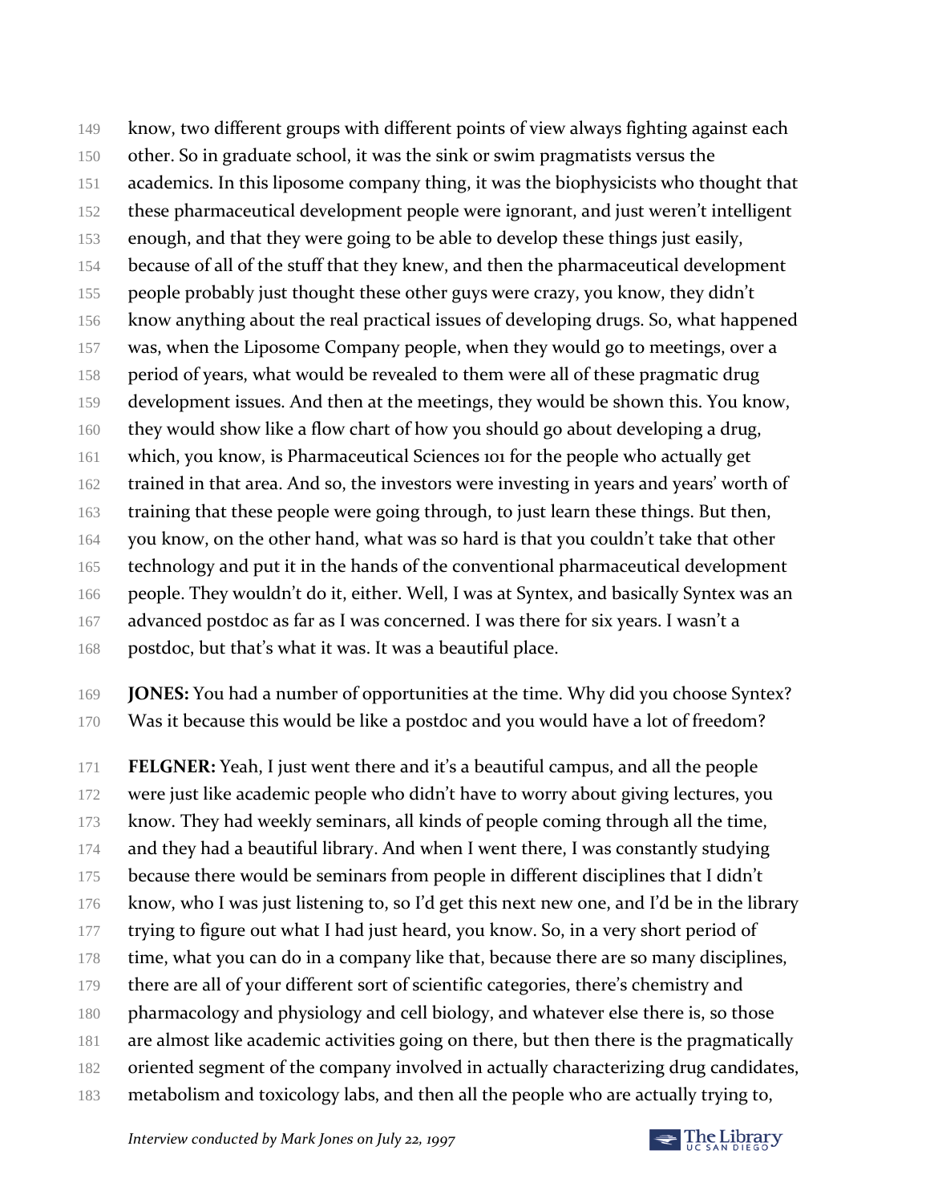know, two different groups with different points of view always fighting against each other. So in graduate school, it was the sink or swim pragmatists versus the academics. In this liposome company thing, it was the biophysicists who thought that these pharmaceutical development people were ignorant, and just weren't intelligent enough, and that they were going to be able to develop these things just easily, because of all of the stuff that they knew, and then the pharmaceutical development people probably just thought these other guys were crazy, you know, they didn't know anything about the real practical issues of developing drugs. So, what happened was, when the Liposome Company people, when they would go to meetings, over a period of years, what would be revealed to them were all of these pragmatic drug development issues. And then at the meetings, they would be shown this. You know, they would show like a flow chart of how you should go about developing a drug, which, you know, is Pharmaceutical Sciences 101 for the people who actually get trained in that area. And so, the investors were investing in years and years' worth of training that these people were going through, to just learn these things. But then, you know, on the other hand, what was so hard is that you couldn't take that other technology and put it in the hands of the conventional pharmaceutical development people. They wouldn't do it, either. Well, I was at Syntex, and basically Syntex was an advanced postdoc as far as I was concerned. I was there for six years. I wasn't a postdoc, but that's what it was. It was a beautiful place.

**JONES:** You had a number of opportunities at the time. Why did you choose Syntex? Was it because this would be like a postdoc and you would have a lot of freedom?

**FELGNER:** Yeah, I just went there and it's a beautiful campus, and all the people were just like academic people who didn't have to worry about giving lectures, you know. They had weekly seminars, all kinds of people coming through all the time, and they had a beautiful library. And when I went there, I was constantly studying because there would be seminars from people in different disciplines that I didn't know, who I was just listening to, so I'd get this next new one, and I'd be in the library trying to figure out what I had just heard, you know. So, in a very short period of time, what you can do in a company like that, because there are so many disciplines, there are all of your different sort of scientific categories, there's chemistry and pharmacology and physiology and cell biology, and whatever else there is, so those are almost like academic activities going on there, but then there is the pragmatically oriented segment of the company involved in actually characterizing drug candidates, metabolism and toxicology labs, and then all the people who are actually trying to,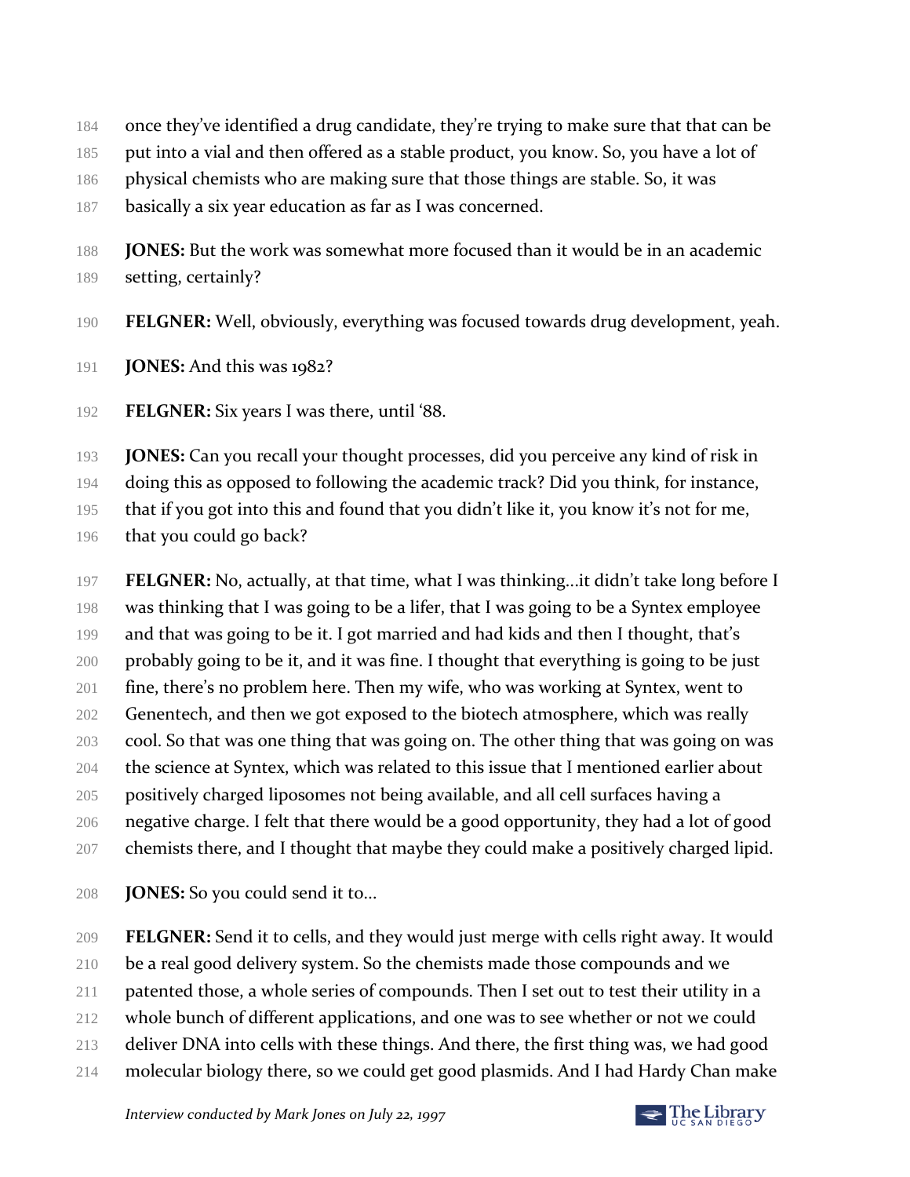once they've identified a drug candidate, they're trying to make sure that that can be put into a vial and then offered as a stable product, you know. So, you have a lot of physical chemists who are making sure that those things are stable. So, it was basically a six year education as far as I was concerned.

**JONES:** But the work was somewhat more focused than it would be in an academic setting, certainly?

**FELGNER:** Well, obviously, everything was focused towards drug development, yeah.

**JONES:** And this was 1982?

**FELGNER:** Six years I was there, until '88.

**JONES:** Can you recall your thought processes, did you perceive any kind of risk in doing this as opposed to following the academic track? Did you think, for instance, that if you got into this and found that you didn't like it, you know it's not for me, that you could go back?

**FELGNER:** No, actually, at that time, what I was thinking…it didn't take long before I was thinking that I was going to be a lifer, that I was going to be a Syntex employee and that was going to be it. I got married and had kids and then I thought, that's probably going to be it, and it was fine. I thought that everything is going to be just fine, there's no problem here. Then my wife, who was working at Syntex, went to Genentech, and then we got exposed to the biotech atmosphere, which was really cool. So that was one thing that was going on. The other thing that was going on was the science at Syntex, which was related to this issue that I mentioned earlier about positively charged liposomes not being available, and all cell surfaces having a negative charge. I felt that there would be a good opportunity, they had a lot of good chemists there, and I thought that maybe they could make a positively charged lipid.

**JONES:** So you could send it to…

**FELGNER:** Send it to cells, and they would just merge with cells right away. It would be a real good delivery system. So the chemists made those compounds and we patented those, a whole series of compounds. Then I set out to test their utility in a whole bunch of different applications, and one was to see whether or not we could deliver DNA into cells with these things. And there, the first thing was, we had good molecular biology there, so we could get good plasmids. And I had Hardy Chan make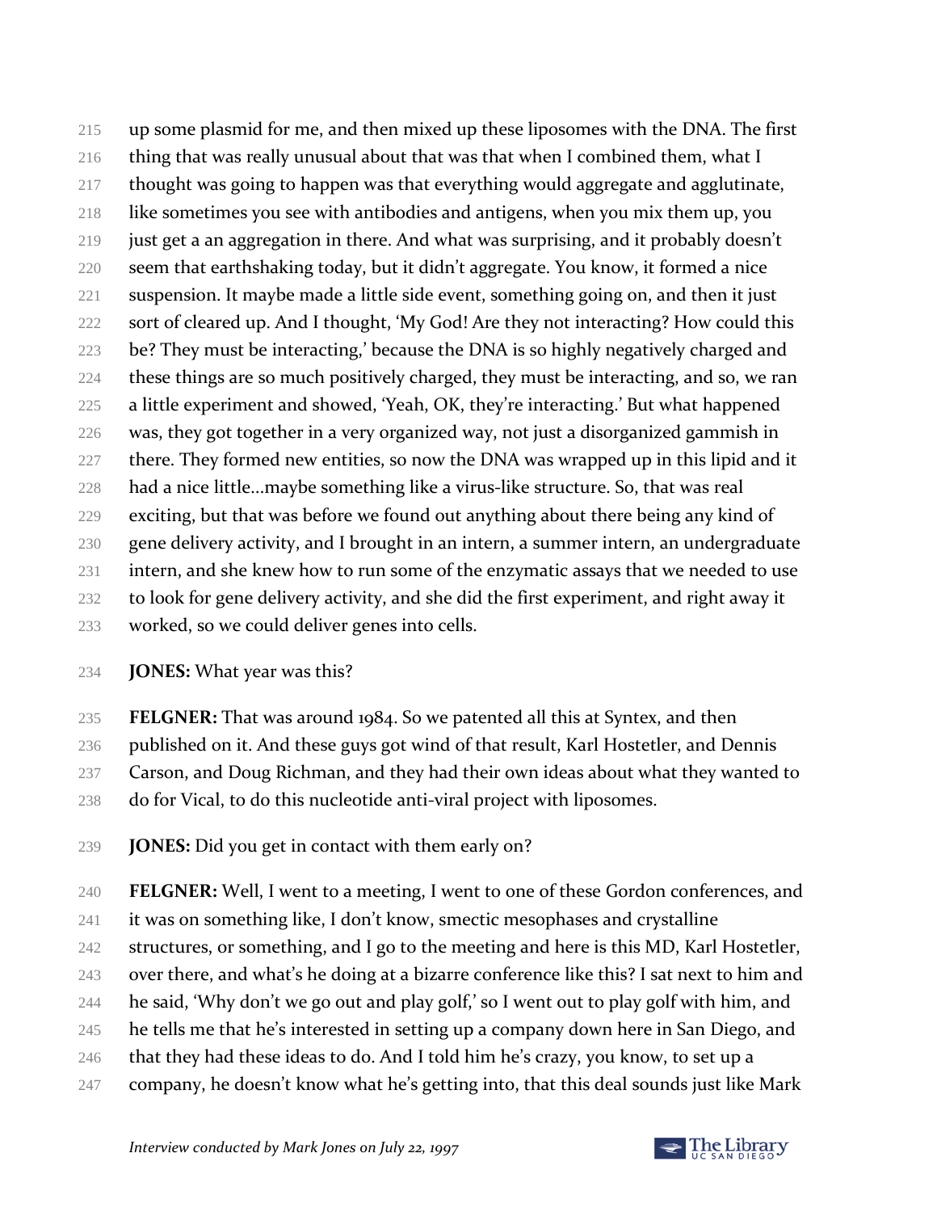up some plasmid for me, and then mixed up these liposomes with the DNA. The first thing that was really unusual about that was that when I combined them, what I thought was going to happen was that everything would aggregate and agglutinate, like sometimes you see with antibodies and antigens, when you mix them up, you just get a an aggregation in there. And what was surprising, and it probably doesn't seem that earthshaking today, but it didn't aggregate. You know, it formed a nice suspension. It maybe made a little side event, something going on, and then it just sort of cleared up. And I thought, 'My God! Are they not interacting? How could this be? They must be interacting,' because the DNA is so highly negatively charged and these things are so much positively charged, they must be interacting, and so, we ran a little experiment and showed, 'Yeah, OK, they're interacting.' But what happened was, they got together in a very organized way, not just a disorganized gammish in there. They formed new entities, so now the DNA was wrapped up in this lipid and it had a nice little…maybe something like a virus-like structure. So, that was real exciting, but that was before we found out anything about there being any kind of gene delivery activity, and I brought in an intern, a summer intern, an undergraduate intern, and she knew how to run some of the enzymatic assays that we needed to use to look for gene delivery activity, and she did the first experiment, and right away it worked, so we could deliver genes into cells.

**JONES:** What year was this?

**FELGNER:** That was around 1984. So we patented all this at Syntex, and then published on it. And these guys got wind of that result, Karl Hostetler, and Dennis Carson, and Doug Richman, and they had their own ideas about what they wanted to do for Vical, to do this nucleotide anti-viral project with liposomes.

**JONES:** Did you get in contact with them early on?

**FELGNER:** Well, I went to a meeting, I went to one of these Gordon conferences, and it was on something like, I don't know, smectic mesophases and crystalline structures, or something, and I go to the meeting and here is this MD, Karl Hostetler, over there, and what's he doing at a bizarre conference like this? I sat next to him and he said, 'Why don't we go out and play golf,' so I went out to play golf with him, and he tells me that he's interested in setting up a company down here in San Diego, and that they had these ideas to do. And I told him he's crazy, you know, to set up a company, he doesn't know what he's getting into, that this deal sounds just like Mark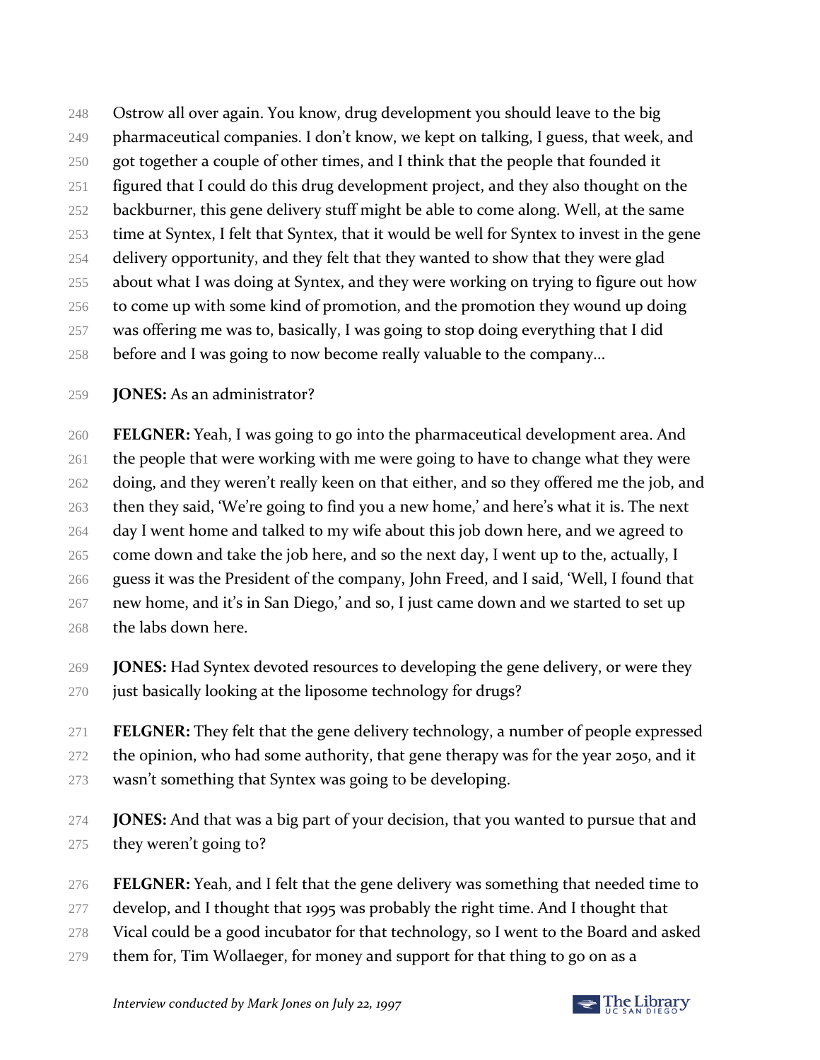Ostrow all over again. You know, drug development you should leave to the big pharmaceutical companies. I don't know, we kept on talking, I guess, that week, and got together a couple of other times, and I think that the people that founded it figured that I could do this drug development project, and they also thought on the backburner, this gene delivery stuff might be able to come along. Well, at the same time at Syntex, I felt that Syntex, that it would be well for Syntex to invest in the gene delivery opportunity, and they felt that they wanted to show that they were glad about what I was doing at Syntex, and they were working on trying to figure out how to come up with some kind of promotion, and the promotion they wound up doing was offering me was to, basically, I was going to stop doing everything that I did before and I was going to now become really valuable to the company…

**JONES:** As an administrator?

**FELGNER:** Yeah, I was going to go into the pharmaceutical development area. And the people that were working with me were going to have to change what they were doing, and they weren't really keen on that either, and so they offered me the job, and then they said, 'We're going to find you a new home,' and here's what it is. The next day I went home and talked to my wife about this job down here, and we agreed to come down and take the job here, and so the next day, I went up to the, actually, I guess it was the President of the company, John Freed, and I said, 'Well, I found that new home, and it's in San Diego,' and so, I just came down and we started to set up the labs down here.

**JONES:** Had Syntex devoted resources to developing the gene delivery, or were they just basically looking at the liposome technology for drugs?

**FELGNER:** They felt that the gene delivery technology, a number of people expressed the opinion, who had some authority, that gene therapy was for the year 2050, and it wasn't something that Syntex was going to be developing.

**JONES:** And that was a big part of your decision, that you wanted to pursue that and they weren't going to?

**FELGNER:** Yeah, and I felt that the gene delivery was something that needed time to develop, and I thought that 1995 was probably the right time. And I thought that Vical could be a good incubator for that technology, so I went to the Board and asked them for, Tim Wollaeger, for money and support for that thing to go on as a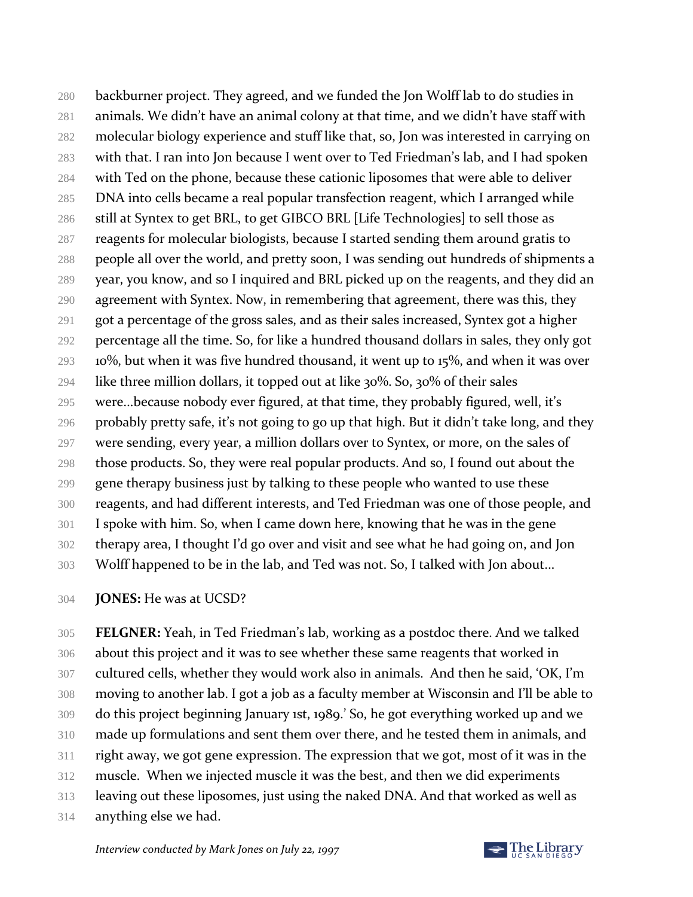backburner project. They agreed, and we funded the Jon Wolff lab to do studies in animals. We didn't have an animal colony at that time, and we didn't have staff with molecular biology experience and stuff like that, so, Jon was interested in carrying on with that. I ran into Jon because I went over to Ted Friedman's lab, and I had spoken with Ted on the phone, because these cationic liposomes that were able to deliver DNA into cells became a real popular transfection reagent, which I arranged while still at Syntex to get BRL, to get GIBCO BRL [Life Technologies] to sell those as reagents for molecular biologists, because I started sending them around gratis to people all over the world, and pretty soon, I was sending out hundreds of shipments a year, you know, and so I inquired and BRL picked up on the reagents, and they did an agreement with Syntex. Now, in remembering that agreement, there was this, they got a percentage of the gross sales, and as their sales increased, Syntex got a higher percentage all the time. So, for like a hundred thousand dollars in sales, they only got 10%, but when it was five hundred thousand, it went up to 15%, and when it was over like three million dollars, it topped out at like 30%. So, 30% of their sales were…because nobody ever figured, at that time, they probably figured, well, it's probably pretty safe, it's not going to go up that high. But it didn't take long, and they were sending, every year, a million dollars over to Syntex, or more, on the sales of those products. So, they were real popular products. And so, I found out about the gene therapy business just by talking to these people who wanted to use these reagents, and had different interests, and Ted Friedman was one of those people, and I spoke with him. So, when I came down here, knowing that he was in the gene therapy area, I thought I'd go over and visit and see what he had going on, and Jon Wolff happened to be in the lab, and Ted was not. So, I talked with Jon about…

**JONES:** He was at UCSD?

**FELGNER:** Yeah, in Ted Friedman's lab, working as a postdoc there. And we talked about this project and it was to see whether these same reagents that worked in cultured cells, whether they would work also in animals. And then he said, 'OK, I'm moving to another lab. I got a job as a faculty member at Wisconsin and I'll be able to do this project beginning January 1st, 1989.' So, he got everything worked up and we made up formulations and sent them over there, and he tested them in animals, and right away, we got gene expression. The expression that we got, most of it was in the muscle. When we injected muscle it was the best, and then we did experiments leaving out these liposomes, just using the naked DNA. And that worked as well as anything else we had.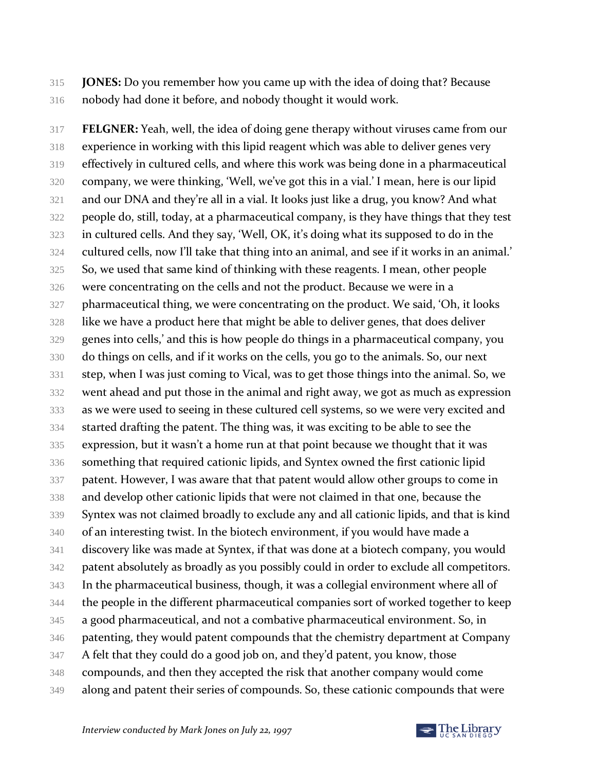**JONES:** Do you remember how you came up with the idea of doing that? Because nobody had done it before, and nobody thought it would work.

**FELGNER:** Yeah, well, the idea of doing gene therapy without viruses came from our experience in working with this lipid reagent which was able to deliver genes very effectively in cultured cells, and where this work was being done in a pharmaceutical company, we were thinking, 'Well, we've got this in a vial.' I mean, here is our lipid and our DNA and they're all in a vial. It looks just like a drug, you know? And what people do, still, today, at a pharmaceutical company, is they have things that they test in cultured cells. And they say, 'Well, OK, it's doing what its supposed to do in the cultured cells, now I'll take that thing into an animal, and see if it works in an animal.' So, we used that same kind of thinking with these reagents. I mean, other people were concentrating on the cells and not the product. Because we were in a pharmaceutical thing, we were concentrating on the product. We said, 'Oh, it looks like we have a product here that might be able to deliver genes, that does deliver genes into cells,' and this is how people do things in a pharmaceutical company, you do things on cells, and if it works on the cells, you go to the animals. So, our next step, when I was just coming to Vical, was to get those things into the animal. So, we went ahead and put those in the animal and right away, we got as much as expression as we were used to seeing in these cultured cell systems, so we were very excited and started drafting the patent. The thing was, it was exciting to be able to see the expression, but it wasn't a home run at that point because we thought that it was something that required cationic lipids, and Syntex owned the first cationic lipid patent. However, I was aware that that patent would allow other groups to come in and develop other cationic lipids that were not claimed in that one, because the Syntex was not claimed broadly to exclude any and all cationic lipids, and that is kind of an interesting twist. In the biotech environment, if you would have made a discovery like was made at Syntex, if that was done at a biotech company, you would patent absolutely as broadly as you possibly could in order to exclude all competitors. In the pharmaceutical business, though, it was a collegial environment where all of the people in the different pharmaceutical companies sort of worked together to keep a good pharmaceutical, and not a combative pharmaceutical environment. So, in patenting, they would patent compounds that the chemistry department at Company A felt that they could do a good job on, and they'd patent, you know, those compounds, and then they accepted the risk that another company would come along and patent their series of compounds. So, these cationic compounds that were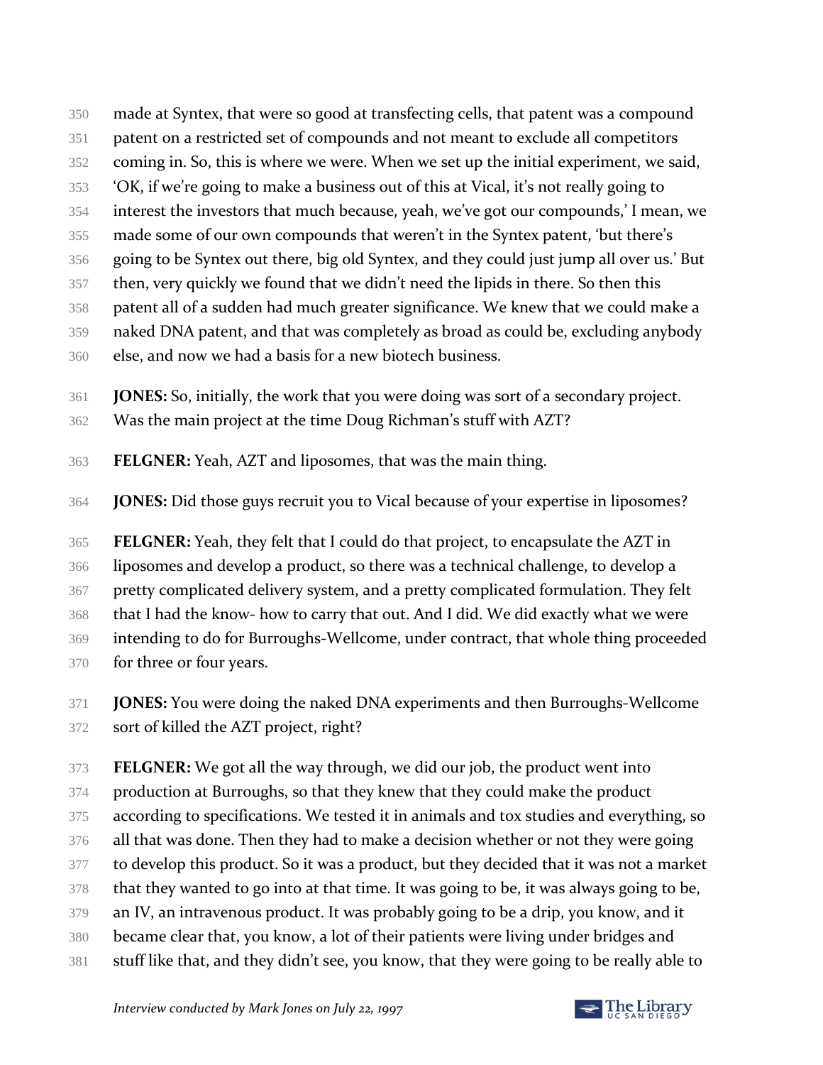made at Syntex, that were so good at transfecting cells, that patent was a compound patent on a restricted set of compounds and not meant to exclude all competitors coming in. So, this is where we were. When we set up the initial experiment, we said, 'OK, if we're going to make a business out of this at Vical, it's not really going to interest the investors that much because, yeah, we've got our compounds,' I mean, we made some of our own compounds that weren't in the Syntex patent, 'but there's going to be Syntex out there, big old Syntex, and they could just jump all over us.' But then, very quickly we found that we didn't need the lipids in there. So then this patent all of a sudden had much greater significance. We knew that we could make a naked DNA patent, and that was completely as broad as could be, excluding anybody else, and now we had a basis for a new biotech business.

**JONES:** So, initially, the work that you were doing was sort of a secondary project. Was the main project at the time Doug Richman's stuff with AZT?

**FELGNER:** Yeah, AZT and liposomes, that was the main thing.

**JONES:** Did those guys recruit you to Vical because of your expertise in liposomes?

**FELGNER:** Yeah, they felt that I could do that project, to encapsulate the AZT in liposomes and develop a product, so there was a technical challenge, to develop a pretty complicated delivery system, and a pretty complicated formulation. They felt that I had the know- how to carry that out. And I did. We did exactly what we were intending to do for Burroughs-Wellcome, under contract, that whole thing proceeded for three or four years.

**JONES:** You were doing the naked DNA experiments and then Burroughs-Wellcome sort of killed the AZT project, right?

**FELGNER:** We got all the way through, we did our job, the product went into production at Burroughs, so that they knew that they could make the product according to specifications. We tested it in animals and tox studies and everything, so all that was done. Then they had to make a decision whether or not they were going to develop this product. So it was a product, but they decided that it was not a market that they wanted to go into at that time. It was going to be, it was always going to be, an IV, an intravenous product. It was probably going to be a drip, you know, and it became clear that, you know, a lot of their patients were living under bridges and stuff like that, and they didn't see, you know, that they were going to be really able to

*Interview conducted by Mark Jones on July 22, 1997*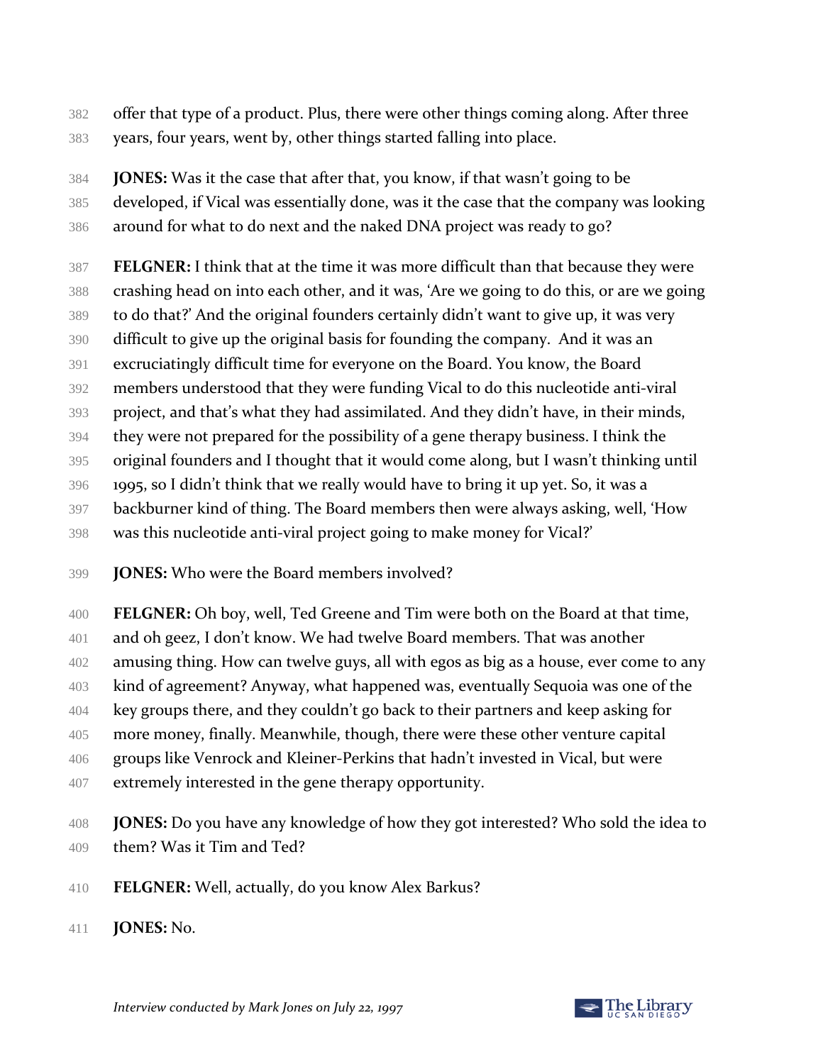offer that type of a product. Plus, there were other things coming along. After three years, four years, went by, other things started falling into place.

**JONES:** Was it the case that after that, you know, if that wasn't going to be developed, if Vical was essentially done, was it the case that the company was looking around for what to do next and the naked DNA project was ready to go?

**FELGNER:** I think that at the time it was more difficult than that because they were crashing head on into each other, and it was, 'Are we going to do this, or are we going to do that?' And the original founders certainly didn't want to give up, it was very difficult to give up the original basis for founding the company. And it was an excruciatingly difficult time for everyone on the Board. You know, the Board members understood that they were funding Vical to do this nucleotide anti-viral project, and that's what they had assimilated. And they didn't have, in their minds, they were not prepared for the possibility of a gene therapy business. I think the original founders and I thought that it would come along, but I wasn't thinking until 1995, so I didn't think that we really would have to bring it up yet. So, it was a backburner kind of thing. The Board members then were always asking, well, 'How was this nucleotide anti-viral project going to make money for Vical?'

**JONES:** Who were the Board members involved?

**FELGNER:** Oh boy, well, Ted Greene and Tim were both on the Board at that time, and oh geez, I don't know. We had twelve Board members. That was another amusing thing. How can twelve guys, all with egos as big as a house, ever come to any kind of agreement? Anyway, what happened was, eventually Sequoia was one of the key groups there, and they couldn't go back to their partners and keep asking for more money, finally. Meanwhile, though, there were these other venture capital groups like Venrock and Kleiner-Perkins that hadn't invested in Vical, but were extremely interested in the gene therapy opportunity.

**JONES:** Do you have any knowledge of how they got interested? Who sold the idea to them? Was it Tim and Ted?

**FELGNER:** Well, actually, do you know Alex Barkus?

**JONES:** No.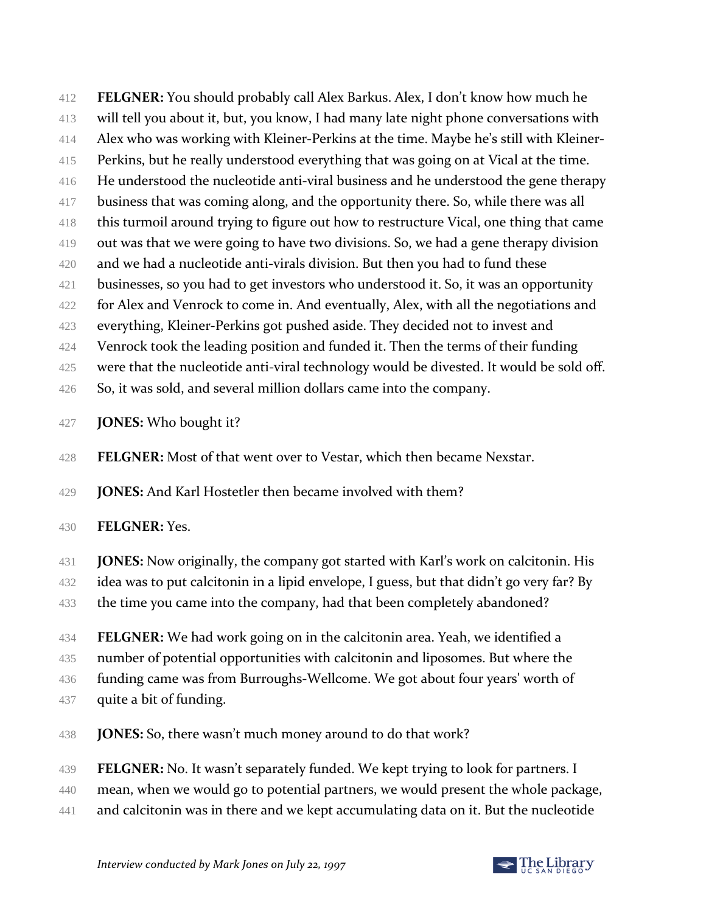**FELGNER:** You should probably call Alex Barkus. Alex, I don't know how much he will tell you about it, but, you know, I had many late night phone conversations with Alex who was working with Kleiner-Perkins at the time. Maybe he's still with Kleiner-Perkins, but he really understood everything that was going on at Vical at the time. He understood the nucleotide anti-viral business and he understood the gene therapy business that was coming along, and the opportunity there. So, while there was all this turmoil around trying to figure out how to restructure Vical, one thing that came out was that we were going to have two divisions. So, we had a gene therapy division and we had a nucleotide anti-virals division. But then you had to fund these businesses, so you had to get investors who understood it. So, it was an opportunity for Alex and Venrock to come in. And eventually, Alex, with all the negotiations and everything, Kleiner-Perkins got pushed aside. They decided not to invest and Venrock took the leading position and funded it. Then the terms of their funding were that the nucleotide anti-viral technology would be divested. It would be sold off. So, it was sold, and several million dollars came into the company.

**JONES:** Who bought it?

**FELGNER:** Most of that went over to Vestar, which then became Nexstar.

**JONES:** And Karl Hostetler then became involved with them?

**FELGNER:** Yes.

**JONES:** Now originally, the company got started with Karl's work on calcitonin. His idea was to put calcitonin in a lipid envelope, I guess, but that didn't go very far? By the time you came into the company, had that been completely abandoned?

**FELGNER:** We had work going on in the calcitonin area. Yeah, we identified a number of potential opportunities with calcitonin and liposomes. But where the funding came was from Burroughs-Wellcome. We got about four years' worth of quite a bit of funding.

**JONES:** So, there wasn't much money around to do that work?

**FELGNER:** No. It wasn't separately funded. We kept trying to look for partners. I mean, when we would go to potential partners, we would present the whole package, and calcitonin was in there and we kept accumulating data on it. But the nucleotide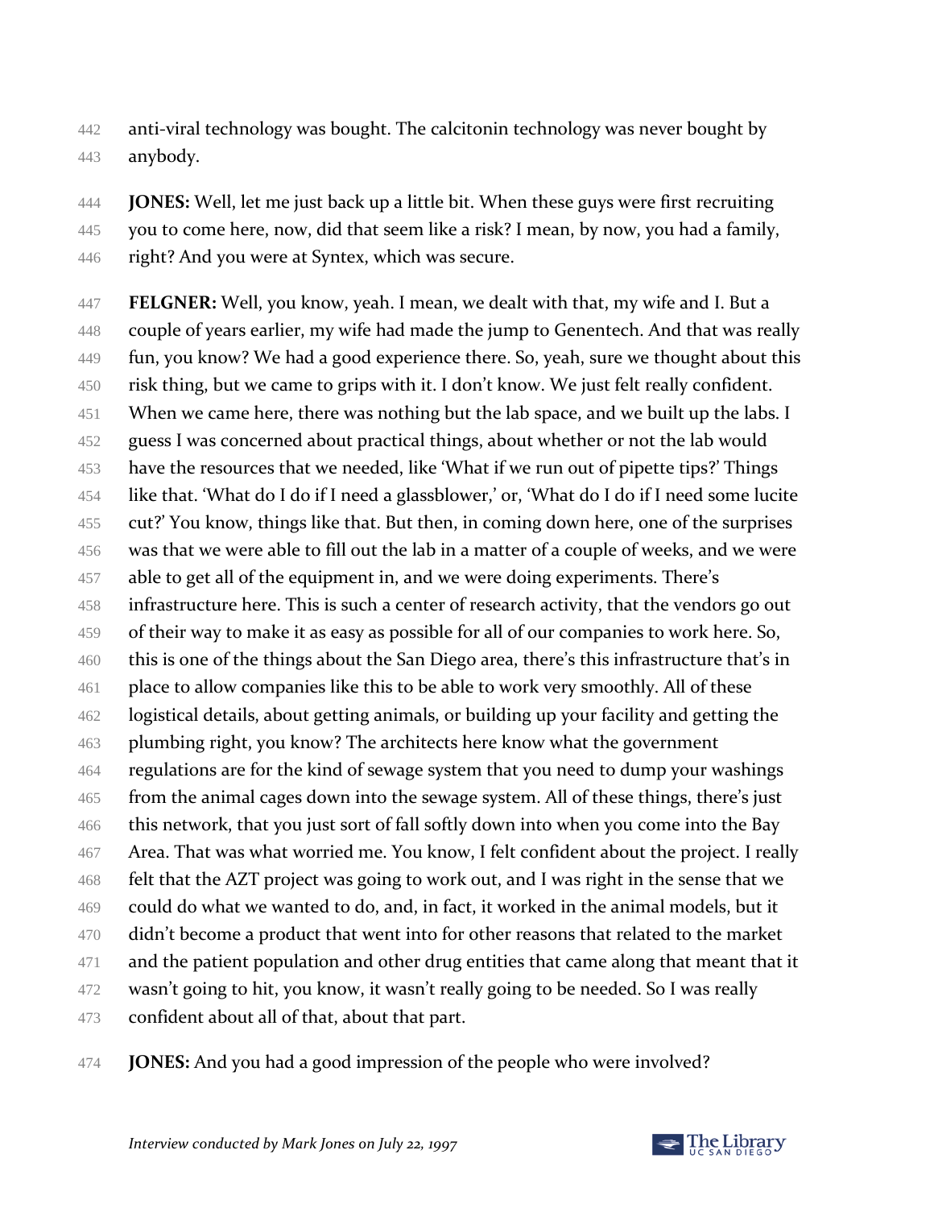anti-viral technology was bought. The calcitonin technology was never bought by anybody.

**JONES:** Well, let me just back up a little bit. When these guys were first recruiting you to come here, now, did that seem like a risk? I mean, by now, you had a family, right? And you were at Syntex, which was secure.

**FELGNER:** Well, you know, yeah. I mean, we dealt with that, my wife and I. But a couple of years earlier, my wife had made the jump to Genentech. And that was really fun, you know? We had a good experience there. So, yeah, sure we thought about this risk thing, but we came to grips with it. I don't know. We just felt really confident. When we came here, there was nothing but the lab space, and we built up the labs. I guess I was concerned about practical things, about whether or not the lab would have the resources that we needed, like 'What if we run out of pipette tips?' Things like that. 'What do I do if I need a glassblower,' or, 'What do I do if I need some lucite cut?' You know, things like that. But then, in coming down here, one of the surprises was that we were able to fill out the lab in a matter of a couple of weeks, and we were able to get all of the equipment in, and we were doing experiments. There's infrastructure here. This is such a center of research activity, that the vendors go out of their way to make it as easy as possible for all of our companies to work here. So, this is one of the things about the San Diego area, there's this infrastructure that's in place to allow companies like this to be able to work very smoothly. All of these logistical details, about getting animals, or building up your facility and getting the plumbing right, you know? The architects here know what the government regulations are for the kind of sewage system that you need to dump your washings from the animal cages down into the sewage system. All of these things, there's just this network, that you just sort of fall softly down into when you come into the Bay Area. That was what worried me. You know, I felt confident about the project. I really felt that the AZT project was going to work out, and I was right in the sense that we could do what we wanted to do, and, in fact, it worked in the animal models, but it didn't become a product that went into for other reasons that related to the market and the patient population and other drug entities that came along that meant that it wasn't going to hit, you know, it wasn't really going to be needed. So I was really confident about all of that, about that part.

**JONES:** And you had a good impression of the people who were involved?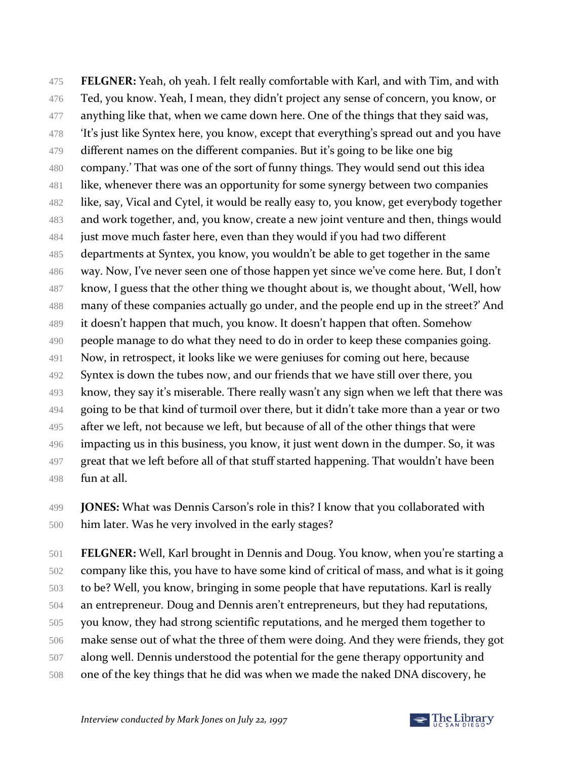**FELGNER:** Yeah, oh yeah. I felt really comfortable with Karl, and with Tim, and with Ted, you know. Yeah, I mean, they didn't project any sense of concern, you know, or anything like that, when we came down here. One of the things that they said was, 'It's just like Syntex here, you know, except that everything's spread out and you have different names on the different companies. But it's going to be like one big company.' That was one of the sort of funny things. They would send out this idea like, whenever there was an opportunity for some synergy between two companies like, say, Vical and Cytel, it would be really easy to, you know, get everybody together and work together, and, you know, create a new joint venture and then, things would just move much faster here, even than they would if you had two different departments at Syntex, you know, you wouldn't be able to get together in the same way. Now, I've never seen one of those happen yet since we've come here. But, I don't know, I guess that the other thing we thought about is, we thought about, 'Well, how many of these companies actually go under, and the people end up in the street?' And it doesn't happen that much, you know. It doesn't happen that often. Somehow people manage to do what they need to do in order to keep these companies going. Now, in retrospect, it looks like we were geniuses for coming out here, because Syntex is down the tubes now, and our friends that we have still over there, you know, they say it's miserable. There really wasn't any sign when we left that there was going to be that kind of turmoil over there, but it didn't take more than a year or two after we left, not because we left, but because of all of the other things that were impacting us in this business, you know, it just went down in the dumper. So, it was great that we left before all of that stuff started happening. That wouldn't have been fun at all.

**JONES:** What was Dennis Carson's role in this? I know that you collaborated with him later. Was he very involved in the early stages?

**FELGNER:** Well, Karl brought in Dennis and Doug. You know, when you're starting a company like this, you have to have some kind of critical of mass, and what is it going to be? Well, you know, bringing in some people that have reputations. Karl is really an entrepreneur. Doug and Dennis aren't entrepreneurs, but they had reputations, you know, they had strong scientific reputations, and he merged them together to make sense out of what the three of them were doing. And they were friends, they got along well. Dennis understood the potential for the gene therapy opportunity and one of the key things that he did was when we made the naked DNA discovery, he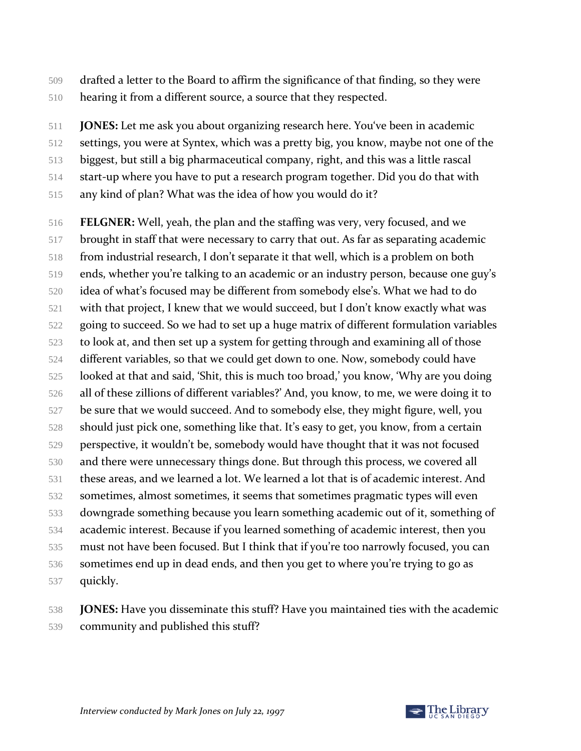drafted a letter to the Board to affirm the significance of that finding, so they were hearing it from a different source, a source that they respected.

**JONES:** Let me ask you about organizing research here. You've been in academic settings, you were at Syntex, which was a pretty big, you know, maybe not one of the biggest, but still a big pharmaceutical company, right, and this was a little rascal start-up where you have to put a research program together. Did you do that with any kind of plan? What was the idea of how you would do it?

**FELGNER:** Well, yeah, the plan and the staffing was very, very focused, and we brought in staff that were necessary to carry that out. As far as separating academic from industrial research, I don't separate it that well, which is a problem on both ends, whether you're talking to an academic or an industry person, because one guy's idea of what's focused may be different from somebody else's. What we had to do with that project, I knew that we would succeed, but I don't know exactly what was going to succeed. So we had to set up a huge matrix of different formulation variables to look at, and then set up a system for getting through and examining all of those different variables, so that we could get down to one. Now, somebody could have looked at that and said, 'Shit, this is much too broad,' you know, 'Why are you doing all of these zillions of different variables?' And, you know, to me, we were doing it to be sure that we would succeed. And to somebody else, they might figure, well, you should just pick one, something like that. It's easy to get, you know, from a certain perspective, it wouldn't be, somebody would have thought that it was not focused and there were unnecessary things done. But through this process, we covered all these areas, and we learned a lot. We learned a lot that is of academic interest. And sometimes, almost sometimes, it seems that sometimes pragmatic types will even downgrade something because you learn something academic out of it, something of academic interest. Because if you learned something of academic interest, then you must not have been focused. But I think that if you're too narrowly focused, you can sometimes end up in dead ends, and then you get to where you're trying to go as quickly.

**JONES:** Have you disseminate this stuff? Have you maintained ties with the academic community and published this stuff?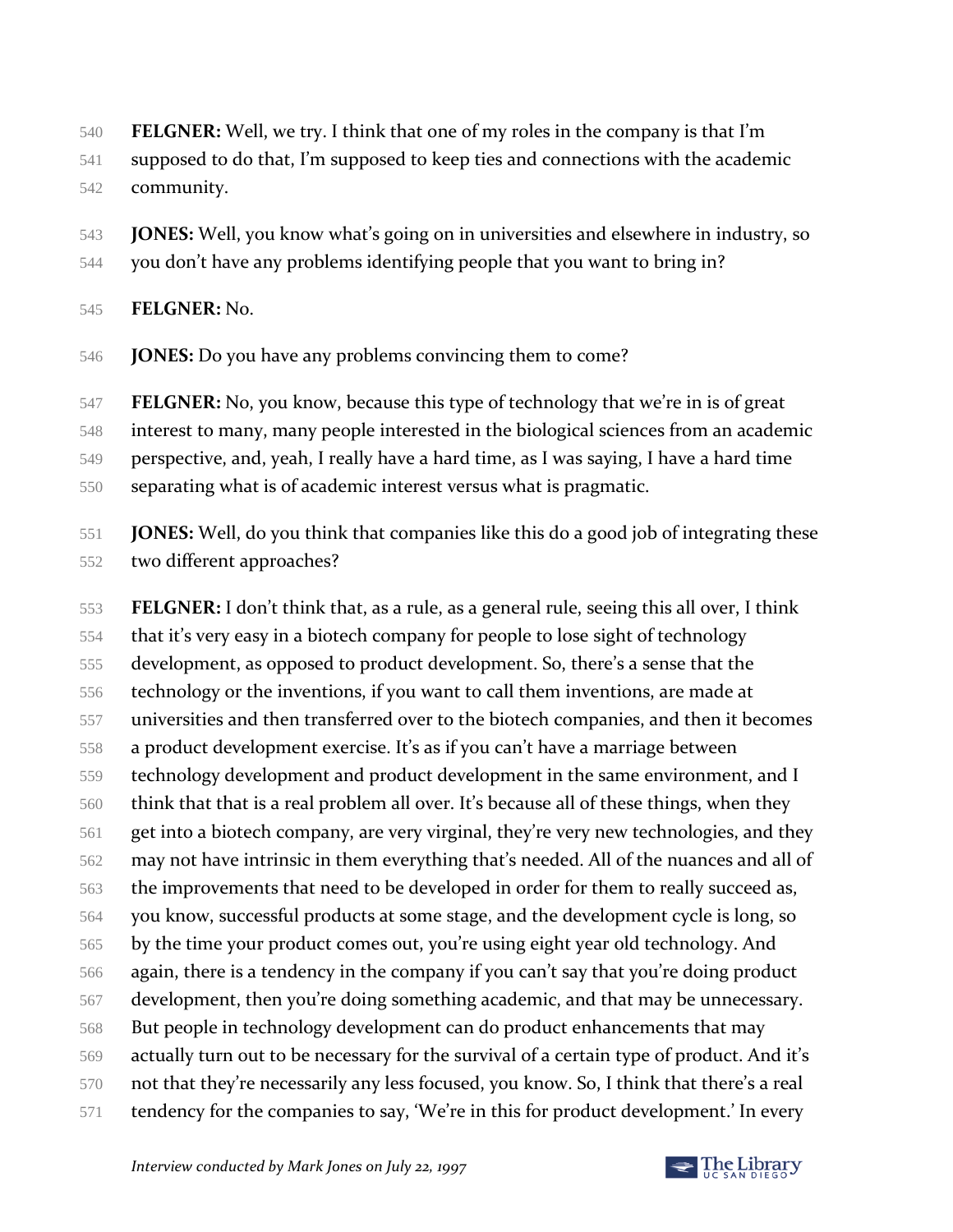**FELGNER:** Well, we try. I think that one of my roles in the company is that I'm supposed to do that, I'm supposed to keep ties and connections with the academic community.

**JONES:** Well, you know what's going on in universities and elsewhere in industry, so you don't have any problems identifying people that you want to bring in?

**FELGNER:** No.

**JONES:** Do you have any problems convincing them to come?

**FELGNER:** No, you know, because this type of technology that we're in is of great interest to many, many people interested in the biological sciences from an academic perspective, and, yeah, I really have a hard time, as I was saying, I have a hard time separating what is of academic interest versus what is pragmatic.

**JONES:** Well, do you think that companies like this do a good job of integrating these two different approaches?

**FELGNER:** I don't think that, as a rule, as a general rule, seeing this all over, I think that it's very easy in a biotech company for people to lose sight of technology development, as opposed to product development. So, there's a sense that the technology or the inventions, if you want to call them inventions, are made at universities and then transferred over to the biotech companies, and then it becomes a product development exercise. It's as if you can't have a marriage between technology development and product development in the same environment, and I think that that is a real problem all over. It's because all of these things, when they get into a biotech company, are very virginal, they're very new technologies, and they may not have intrinsic in them everything that's needed. All of the nuances and all of the improvements that need to be developed in order for them to really succeed as, you know, successful products at some stage, and the development cycle is long, so by the time your product comes out, you're using eight year old technology. And again, there is a tendency in the company if you can't say that you're doing product development, then you're doing something academic, and that may be unnecessary. But people in technology development can do product enhancements that may actually turn out to be necessary for the survival of a certain type of product. And it's not that they're necessarily any less focused, you know. So, I think that there's a real tendency for the companies to say, 'We're in this for product development.' In every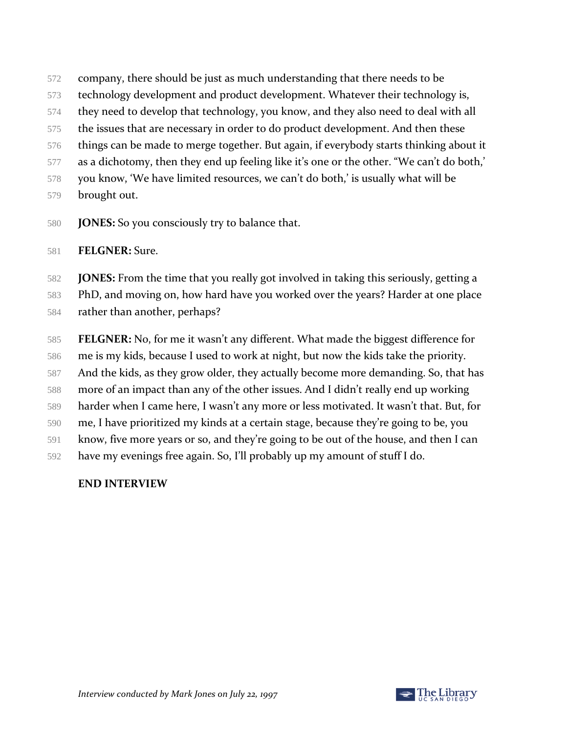company, there should be just as much understanding that there needs to be technology development and product development. Whatever their technology is, they need to develop that technology, you know, and they also need to deal with all the issues that are necessary in order to do product development. And then these things can be made to merge together. But again, if everybody starts thinking about it as a dichotomy, then they end up feeling like it's one or the other. "We can't do both,' you know, 'We have limited resources, we can't do both,' is usually what will be brought out.

**JONES:** So you consciously try to balance that.

**FELGNER:** Sure.

**JONES:** From the time that you really got involved in taking this seriously, getting a PhD, and moving on, how hard have you worked over the years? Harder at one place rather than another, perhaps?

**FELGNER:** No, for me it wasn't any different. What made the biggest difference for me is my kids, because I used to work at night, but now the kids take the priority. And the kids, as they grow older, they actually become more demanding. So, that has more of an impact than any of the other issues. And I didn't really end up working harder when I came here, I wasn't any more or less motivated. It wasn't that. But, for me, I have prioritized my kinds at a certain stage, because they're going to be, you know, five more years or so, and they're going to be out of the house, and then I can have my evenings free again. So, I'll probably up my amount of stuff I do.

**END INTERVIEW**

*Interview conducted by Mark Jones on July 22, 1997*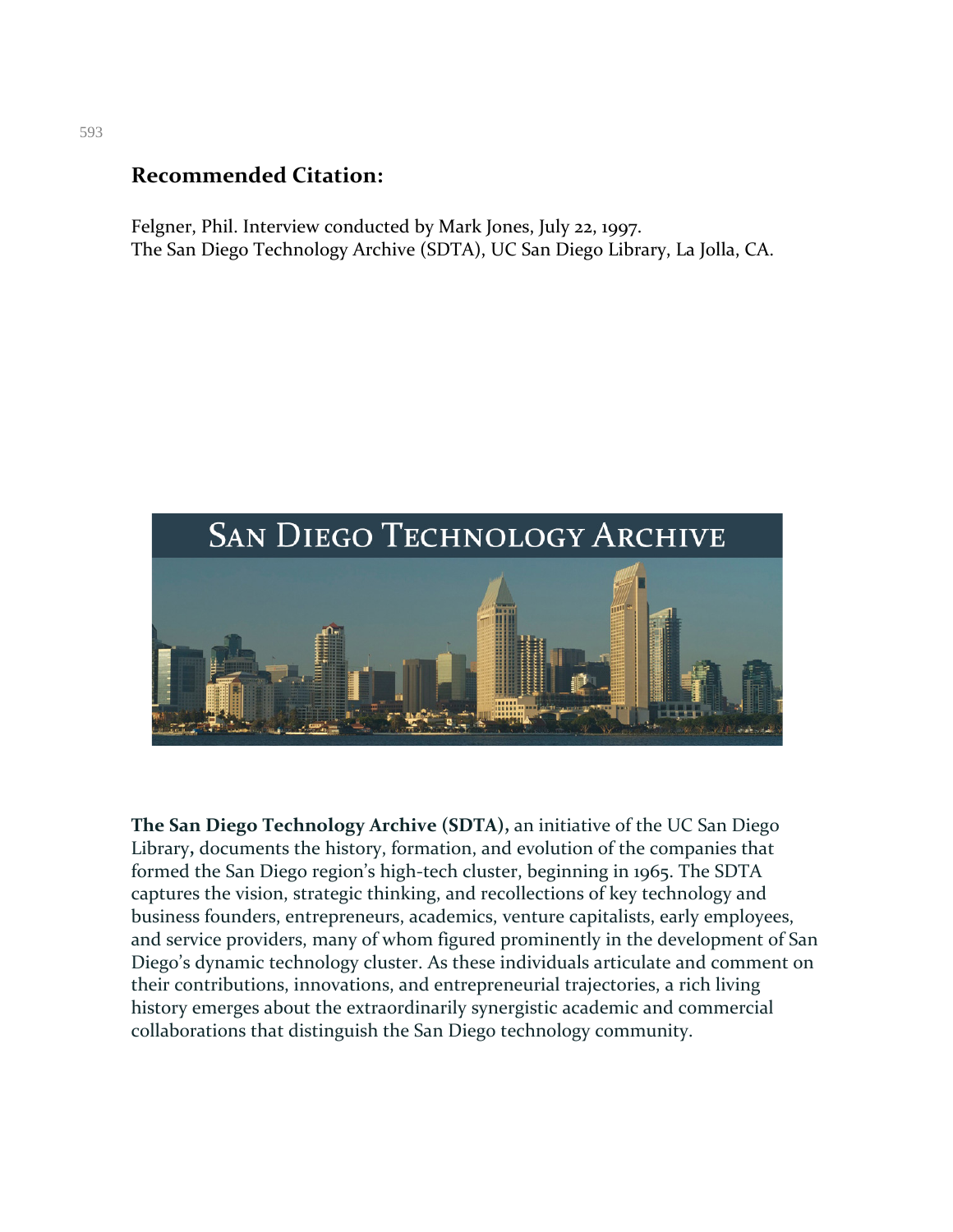## Recommended Citation:

Felgner, Phil. Interview conducted by Mark Jones, July 22, 1997.
The San Diego Technology Archive (SDTA), UC San Diego Library, La Jolla, CA.

**The San Diego Technology Archive (SDTA),** an initiative of the UC San Diego Library, documents the history, formation, and evolution of the companies that formed the San Diego region's high-tech cluster, beginning in 1965. The SDTA captures the vision, strategic thinking, and recollections of key technology and business founders, entrepreneurs, academics, venture capitalists, early employees, and service providers, many of whom figured prominently in the development of San Diego's dynamic technology cluster. As these individuals articulate and comment on their contributions, innovations, and entrepreneurial trajectories, a rich living history emerges about the extraordinarily synergistic academic and commercial collaborations that distinguish the San Diego technology community.